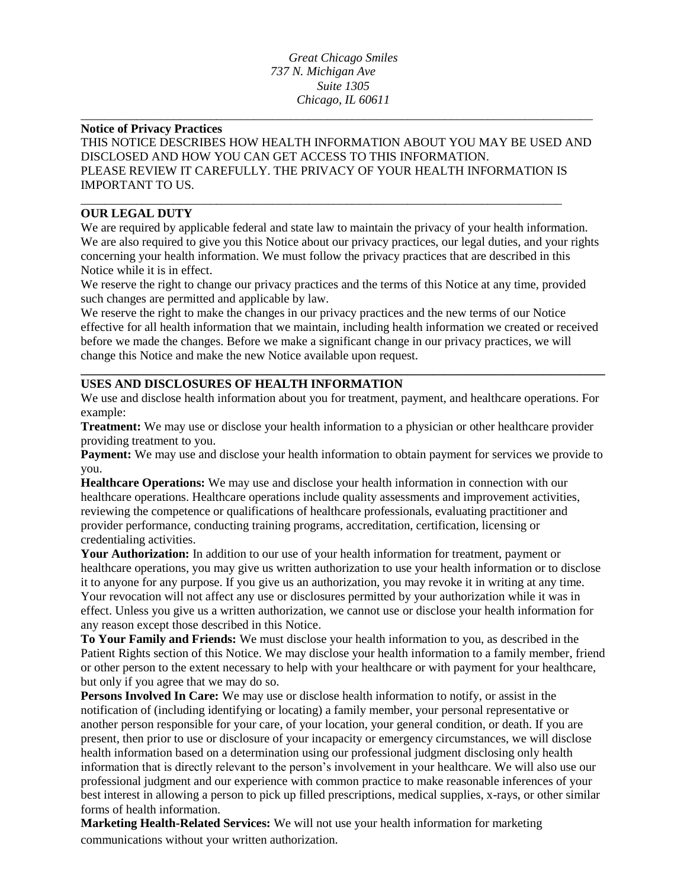*Great Chicago Smiles*
*737 N. Michigan Ave*
*Suite 1305*
*Chicago, IL 60611*

---

**Notice of Privacy Practices**

THIS NOTICE DESCRIBES HOW HEALTH INFORMATION ABOUT YOU MAY BE USED AND DISCLOSED AND HOW YOU CAN GET ACCESS TO THIS INFORMATION.
PLEASE REVIEW IT CAREFULLY. THE PRIVACY OF YOUR HEALTH INFORMATION IS IMPORTANT TO US.

---

**OUR LEGAL DUTY**

We are required by applicable federal and state law to maintain the privacy of your health information. We are also required to give you this Notice about our privacy practices, our legal duties, and your rights concerning your health information. We must follow the privacy practices that are described in this Notice while it is in effect.

We reserve the right to change our privacy practices and the terms of this Notice at any time, provided such changes are permitted and applicable by law.

We reserve the right to make the changes in our privacy practices and the new terms of our Notice effective for all health information that we maintain, including health information we created or received before we made the changes. Before we make a significant change in our privacy practices, we will change this Notice and make the new Notice available upon request.

---

**USES AND DISCLOSURES OF HEALTH INFORMATION**

We use and disclose health information about you for treatment, payment, and healthcare operations. For example:

**Treatment:** We may use or disclose your health information to a physician or other healthcare provider providing treatment to you.

**Payment:** We may use and disclose your health information to obtain payment for services we provide to you.

**Healthcare Operations:** We may use and disclose your health information in connection with our healthcare operations. Healthcare operations include quality assessments and improvement activities, reviewing the competence or qualifications of healthcare professionals, evaluating practitioner and provider performance, conducting training programs, accreditation, certification, licensing or credentialing activities.

**Your Authorization:** In addition to our use of your health information for treatment, payment or healthcare operations, you may give us written authorization to use your health information or to disclose it to anyone for any purpose. If you give us an authorization, you may revoke it in writing at any time. Your revocation will not affect any use or disclosures permitted by your authorization while it was in effect. Unless you give us a written authorization, we cannot use or disclose your health information for any reason except those described in this Notice.

**To Your Family and Friends:** We must disclose your health information to you, as described in the Patient Rights section of this Notice. We may disclose your health information to a family member, friend or other person to the extent necessary to help with your healthcare or with payment for your healthcare, but only if you agree that we may do so.

**Persons Involved In Care:** We may use or disclose health information to notify, or assist in the notification of (including identifying or locating) a family member, your personal representative or another person responsible for your care, of your location, your general condition, or death. If you are present, then prior to use or disclosure of your incapacity or emergency circumstances, we will disclose health information based on a determination using our professional judgment disclosing only health information that is directly relevant to the person's involvement in your healthcare. We will also use our professional judgment and our experience with common practice to make reasonable inferences of your best interest in allowing a person to pick up filled prescriptions, medical supplies, x-rays, or other similar forms of health information.

**Marketing Health-Related Services:** We will not use your health information for marketing communications without your written authorization.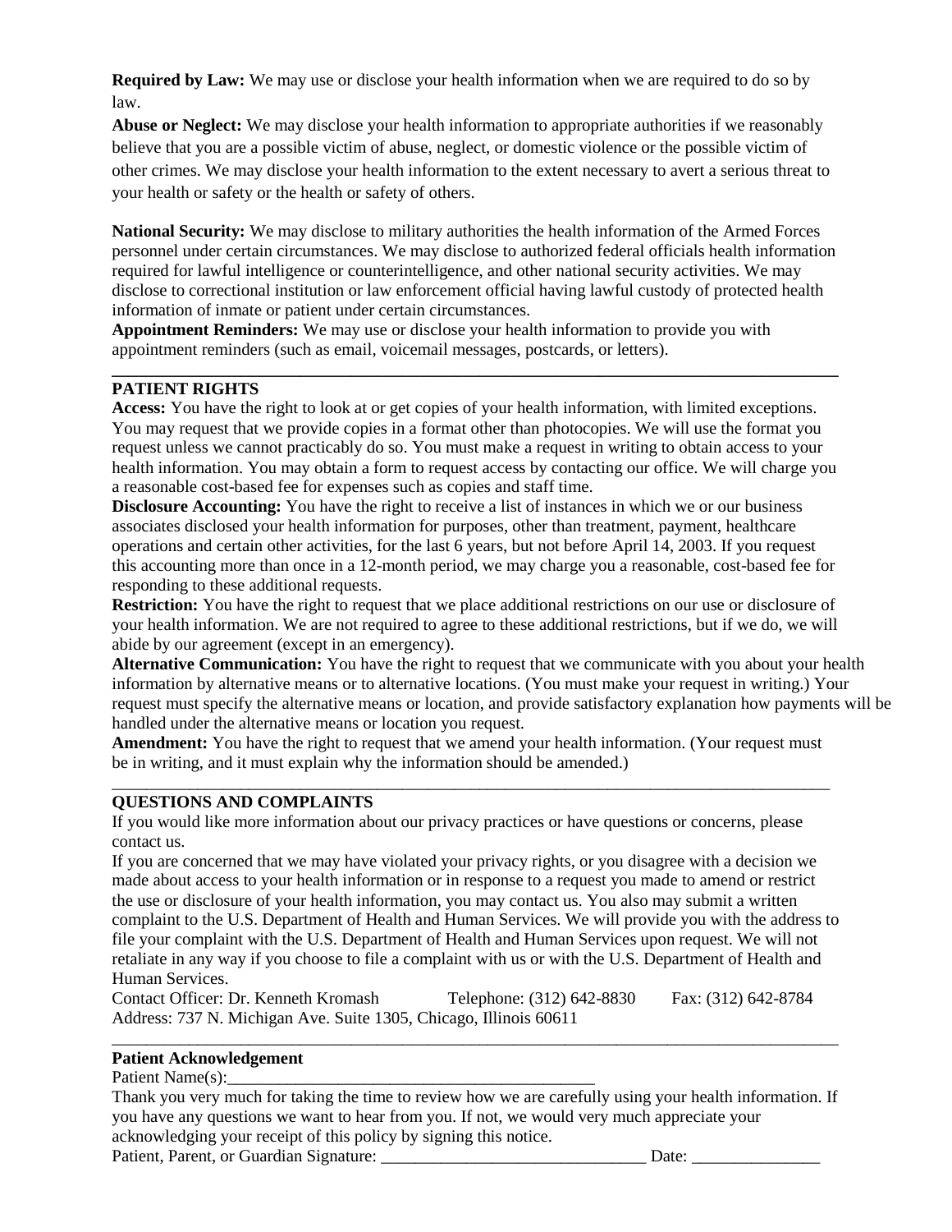**Required by Law:** We may use or disclose your health information when we are required to do so by law.

**Abuse or Neglect:** We may disclose your health information to appropriate authorities if we reasonably believe that you are a possible victim of abuse, neglect, or domestic violence or the possible victim of other crimes. We may disclose your health information to the extent necessary to avert a serious threat to your health or safety or the health or safety of others.

**National Security:** We may disclose to military authorities the health information of the Armed Forces personnel under certain circumstances. We may disclose to authorized federal officials health information required for lawful intelligence or counterintelligence, and other national security activities. We may disclose to correctional institution or law enforcement official having lawful custody of protected health information of inmate or patient under certain circumstances.

**Appointment Reminders:** We may use or disclose your health information to provide you with appointment reminders (such as email, voicemail messages, postcards, or letters).

---

## PATIENT RIGHTS

**Access:** You have the right to look at or get copies of your health information, with limited exceptions. You may request that we provide copies in a format other than photocopies. We will use the format you request unless we cannot practicably do so. You must make a request in writing to obtain access to your health information. You may obtain a form to request access by contacting our office. We will charge you a reasonable cost-based fee for expenses such as copies and staff time.

**Disclosure Accounting:** You have the right to receive a list of instances in which we or our business associates disclosed your health information for purposes, other than treatment, payment, healthcare operations and certain other activities, for the last 6 years, but not before April 14, 2003. If you request this accounting more than once in a 12-month period, we may charge you a reasonable, cost-based fee for responding to these additional requests.

**Restriction:** You have the right to request that we place additional restrictions on our use or disclosure of your health information. We are not required to agree to these additional restrictions, but if we do, we will abide by our agreement (except in an emergency).

**Alternative Communication:** You have the right to request that we communicate with you about your health information by alternative means or to alternative locations. (You must make your request in writing.) Your request must specify the alternative means or location, and provide satisfactory explanation how payments will be handled under the alternative means or location you request.

**Amendment:** You have the right to request that we amend your health information. (Your request must be in writing, and it must explain why the information should be amended.)

---

## QUESTIONS AND COMPLAINTS

If you would like more information about our privacy practices or have questions or concerns, please contact us.

If you are concerned that we may have violated your privacy rights, or you disagree with a decision we made about access to your health information or in response to a request you made to amend or restrict the use or disclosure of your health information, you may contact us. You also may submit a written complaint to the U.S. Department of Health and Human Services. We will provide you with the address to file your complaint with the U.S. Department of Health and Human Services upon request. We will not retaliate in any way if you choose to file a complaint with us or with the U.S. Department of Health and Human Services.

Contact Officer: Dr. Kenneth Kromash Telephone: (312) 642-8830 Fax: (312) 642-8784
Address: 737 N. Michigan Ave. Suite 1305, Chicago, Illinois 60611

---

**Patient Acknowledgement**

Patient Name(s):_____________________________________________

Thank you very much for taking the time to review how we are carefully using your health information. If you have any questions we want to hear from you. If not, we would very much appreciate your acknowledging your receipt of this policy by signing this notice.

Patient, Parent, or Guardian Signature: _______________________________ Date: _______________